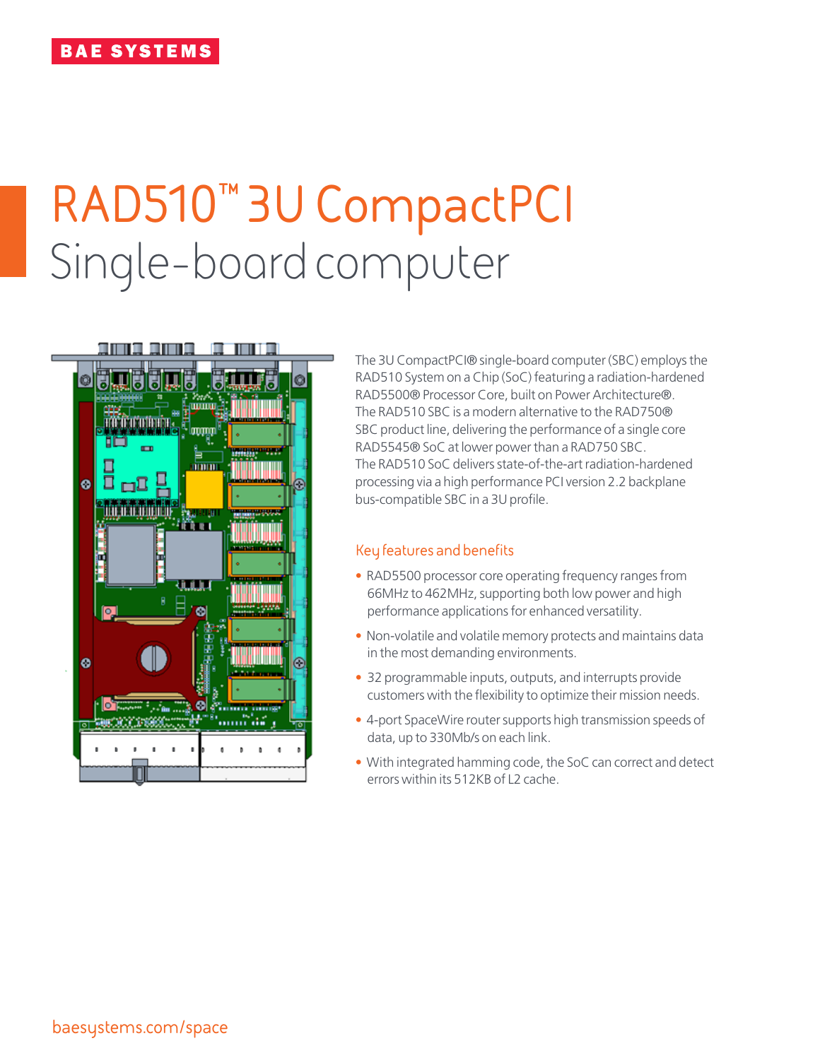BAE SYSTEMS

# RAD510™ 3U CompactPCI Single-board computer

The 3U CompactPCI® single-board computer (SBC) employs the RAD510 System on a Chip (SoC) featuring a radiation-hardened RAD5500® Processor Core, built on Power Architecture®. The RAD510 SBC is a modern alternative to the RAD750® SBC product line, delivering the performance of a single core RAD5545® SoC at lower power than a RAD750 SBC. The RAD510 SoC delivers state-of-the-art radiation-hardened processing via a high performance PCI version 2.2 backplane bus-compatible SBC in a 3U profile.

## Key features and benefits

- RAD5500 processor core operating frequency ranges from 66MHz to 462MHz, supporting both low power and high performance applications for enhanced versatility.
- Non-volatile and volatile memory protects and maintains data in the most demanding environments.
- 32 programmable inputs, outputs, and interrupts provide customers with the flexibility to optimize their mission needs.
- 4-port SpaceWire router supports high transmission speeds of data, up to 330Mb/s on each link.
- With integrated hamming code, the SoC can correct and detect errors within its 512KB of L2 cache.

baesystems.com/space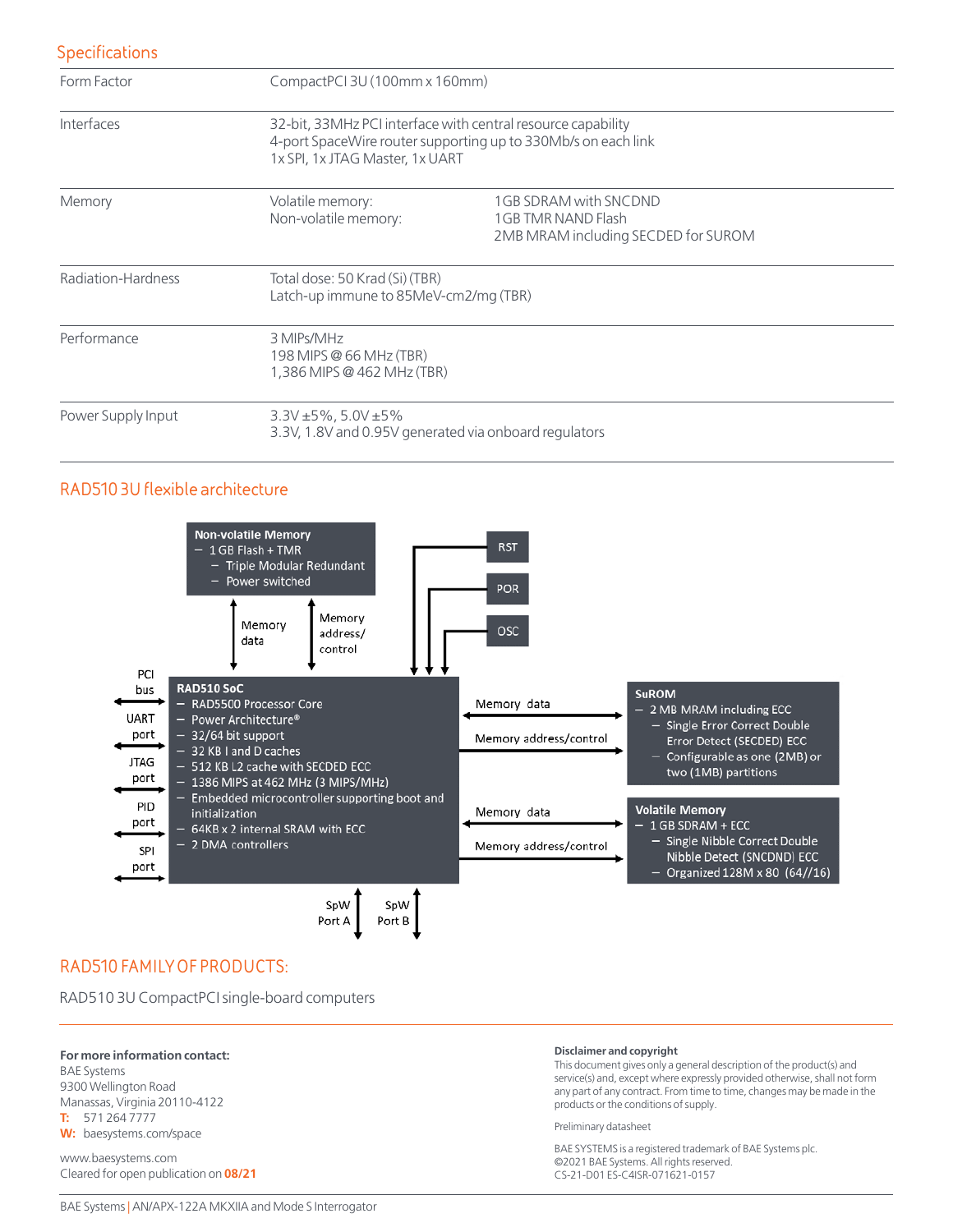## Specifications

| | | |
|---|---|---|
| Form Factor | CompactPCI 3U (100mm x 160mm) | |
| Interfaces | 32-bit, 33MHz PCI interface with central resource capability<br>4-port SpaceWire router supporting up to 330Mb/s on each link<br>1x SPI, 1x JTAG Master, 1x UART | |
| Memory | Volatile memory:<br>Non-volatile memory: | 1GB SDRAM with SNCDND<br>1GB TMR NAND Flash<br>2MB MRAM including SECDED for SUROM |
| Radiation-Hardness | Total dose: 50 Krad (Si) (TBR)<br>Latch-up immune to 85MeV-cm2/mg (TBR) | |
| Performance | 3 MIPs/MHz<br>198 MIPS @ 66 MHz (TBR)<br>1,386 MIPS @ 462 MHz (TBR) | |
| Power Supply Input | 3.3V ±5%, 5.0V ±5%<br>3.3V, 1.8V and 0.95V generated via onboard regulators | |

## RAD510 3U flexible architecture

Non-volatile Memory
- 1 GB Flash + TMR
  - Triple Modular Redundant
  - Power switched

Memory data

Memory address/ control

RST

POR

OSC

PCI bus

UART port

JTAG port

PID port

SPI port

RAD510 SoC
- RAD5500 Processor Core
- Power Architecture®
- 32/64 bit support
- 32 KB I and D caches
- 512 KB L2 cache with SECDED ECC
- 1386 MIPS at 462 MHz (3 MIPS/MHz)
- Embedded microcontroller supporting boot and initialization
- 64KB x 2 internal SRAM with ECC
- 2 DMA controllers

Memory data

Memory address/control

SuROM
- 2 MB MRAM including ECC
  - Single Error Correct Double Error Detect (SECDED) ECC
  - Configurable as one (2MB) or two (1MB) partitions

Memory data

Memory address/control

Volatile Memory
- 1 GB SDRAM + ECC
  - Single Nibble Correct Double Nibble Detect (SNCDND) ECC
  - Organized 128M x 80 (64//16)

SpW Port A

SpW Port B

## RAD510 FAMILY OF PRODUCTS:

RAD510 3U CompactPCI single-board computers

**For more information contact:**
BAE Systems
9300 Wellington Road
Manassas, Virginia 20110-4122
**T:** 571 264 7777
**W:** baesystems.com/space

www.baesystems.com
Cleared for open publication on **08/21**

**Disclaimer and copyright**
This document gives only a general description of the product(s) and service(s) and, except where expressly provided otherwise, shall not form any part of any contract. From time to time, changes may be made in the products or the conditions of supply.

Preliminary datasheet

BAE SYSTEMS is a registered trademark of BAE Systems plc.
©2021 BAE Systems. All rights reserved.
CS-21-D01 ES-C4ISR-071621-0157